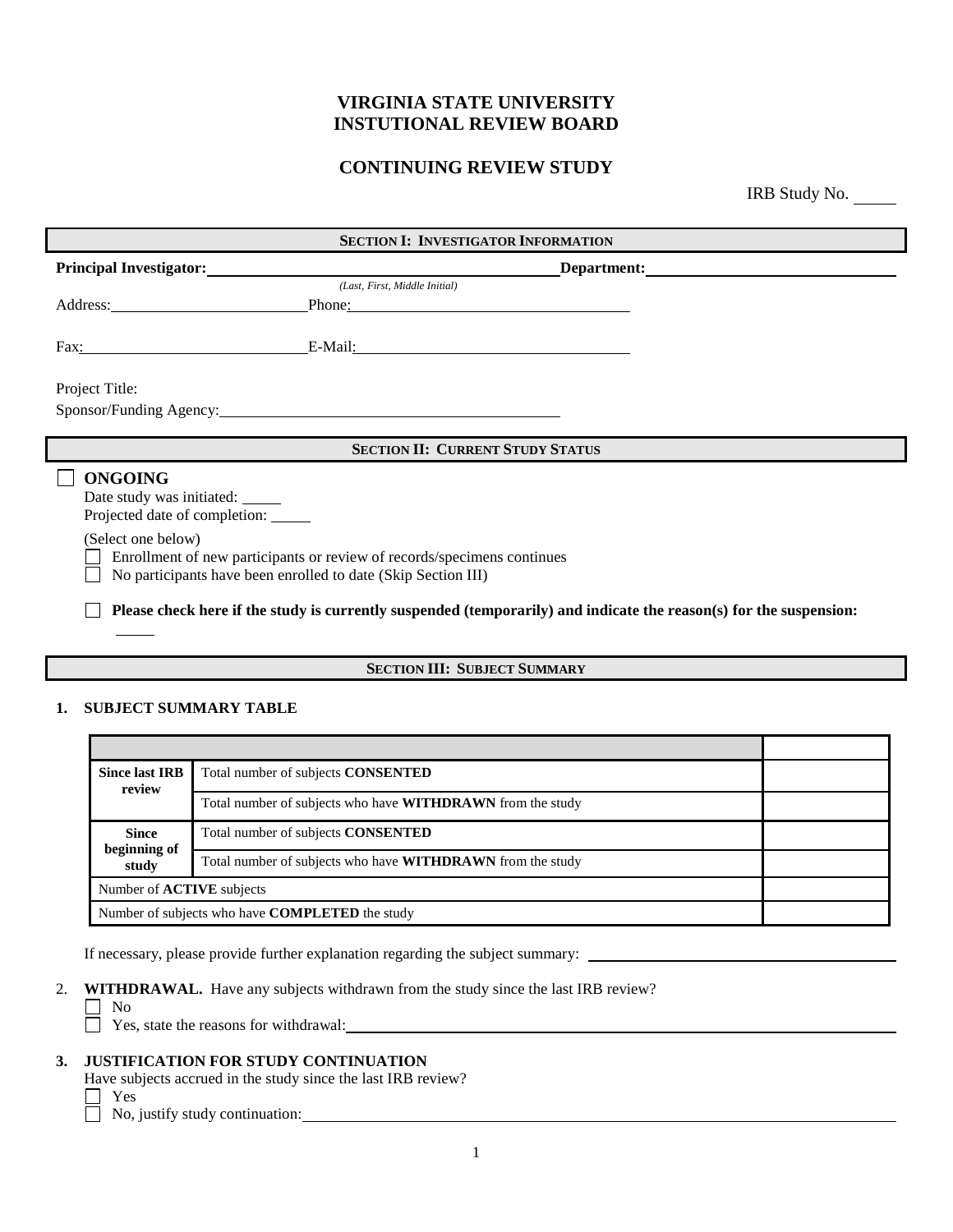# VIRGINIA STATE UNIVERSITY
# INSTUTIONAL REVIEW BOARD

## CONTINUING REVIEW STUDY

IRB Study No. _____

### SECTION I: INVESTIGATOR INFORMATION

**Principal Investigator:** ______________________________ **Department:** ______________________________
*(Last, First, Middle Initial)*

Address: ______________________ Phone: ______________________________

Fax: ______________________ E-Mail: ______________________________

Project Title:

Sponsor/Funding Agency: ______________________________

### SECTION II: CURRENT STUDY STATUS

☐ **ONGOING**

Date study was initiated: _____

Projected date of completion: _____

(Select one below)

☐ Enrollment of new participants or review of records/specimens continues

☐ No participants have been enrolled to date (Skip Section III)

☐ **Please check here if the study is currently suspended (temporarily) and indicate the reason(s) for the suspension:**

_____

### SECTION III: SUBJECT SUMMARY

**1. SUBJECT SUMMARY TABLE**

| | | |
|---|---|---|
| **Since last IRB review** | Total number of subjects **CONSENTED** | |
| | Total number of subjects who have **WITHDRAWN** from the study | |
| **Since beginning of study** | Total number of subjects **CONSENTED** | |
| | Total number of subjects who have **WITHDRAWN** from the study | |
| Number of **ACTIVE** subjects | | |
| Number of subjects who have **COMPLETED** the study | | |

If necessary, please provide further explanation regarding the subject summary: ______________________________

2. **WITHDRAWAL.** Have any subjects withdrawn from the study since the last IRB review?

☐ No

☐ Yes, state the reasons for withdrawal: ______________________________

**3. JUSTIFICATION FOR STUDY CONTINUATION**

Have subjects accrued in the study since the last IRB review?

☐ Yes

☐ No, justify study continuation: ______________________________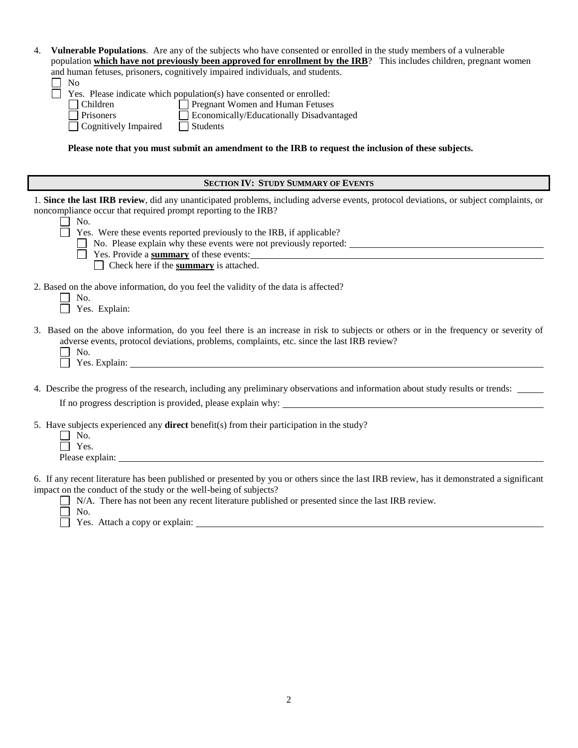4. **Vulnerable Populations**. Are any of the subjects who have consented or enrolled in the study members of a vulnerable population **which have not previously been approved for enrollment by the IRB**? This includes children, pregnant women and human fetuses, prisoners, cognitively impaired individuals, and students.

   ☐ No

   ☐ Yes. Please indicate which population(s) have consented or enrolled:

   ☐ Children ☐ Pregnant Women and Human Fetuses

   ☐ Prisoners ☐ Economically/Educationally Disadvantaged

   ☐ Cognitively Impaired ☐ Students

   **Please note that you must submit an amendment to the IRB to request the inclusion of these subjects.**

## SECTION IV: STUDY SUMMARY OF EVENTS

1. **Since the last IRB review**, did any unanticipated problems, including adverse events, protocol deviations, or subject complaints, or noncompliance occur that required prompt reporting to the IRB?

   ☐ No.

   ☐ Yes. Were these events reported previously to the IRB, if applicable?

   ☐ No. Please explain why these events were not previously reported: ______

   ☐ Yes. Provide a **summary** of these events: ______

   ☐ Check here if the **summary** is attached.

2. Based on the above information, do you feel the validity of the data is affected?

   ☐ No.

   ☐ Yes. Explain:

3. Based on the above information, do you feel there is an increase in risk to subjects or others or in the frequency or severity of adverse events, protocol deviations, problems, complaints, etc. since the last IRB review?

   ☐ No.

   ☐ Yes. Explain: ______

4. Describe the progress of the research, including any preliminary observations and information about study results or trends: ______

   If no progress description is provided, please explain why: ______

5. Have subjects experienced any **direct** benefit(s) from their participation in the study?

   ☐ No.

   ☐ Yes.

   Please explain: ______

6. If any recent literature has been published or presented by you or others since the last IRB review, has it demonstrated a significant impact on the conduct of the study or the well-being of subjects?

   ☐ N/A. There has not been any recent literature published or presented since the last IRB review.

   ☐ No.

   ☐ Yes. Attach a copy or explain: ______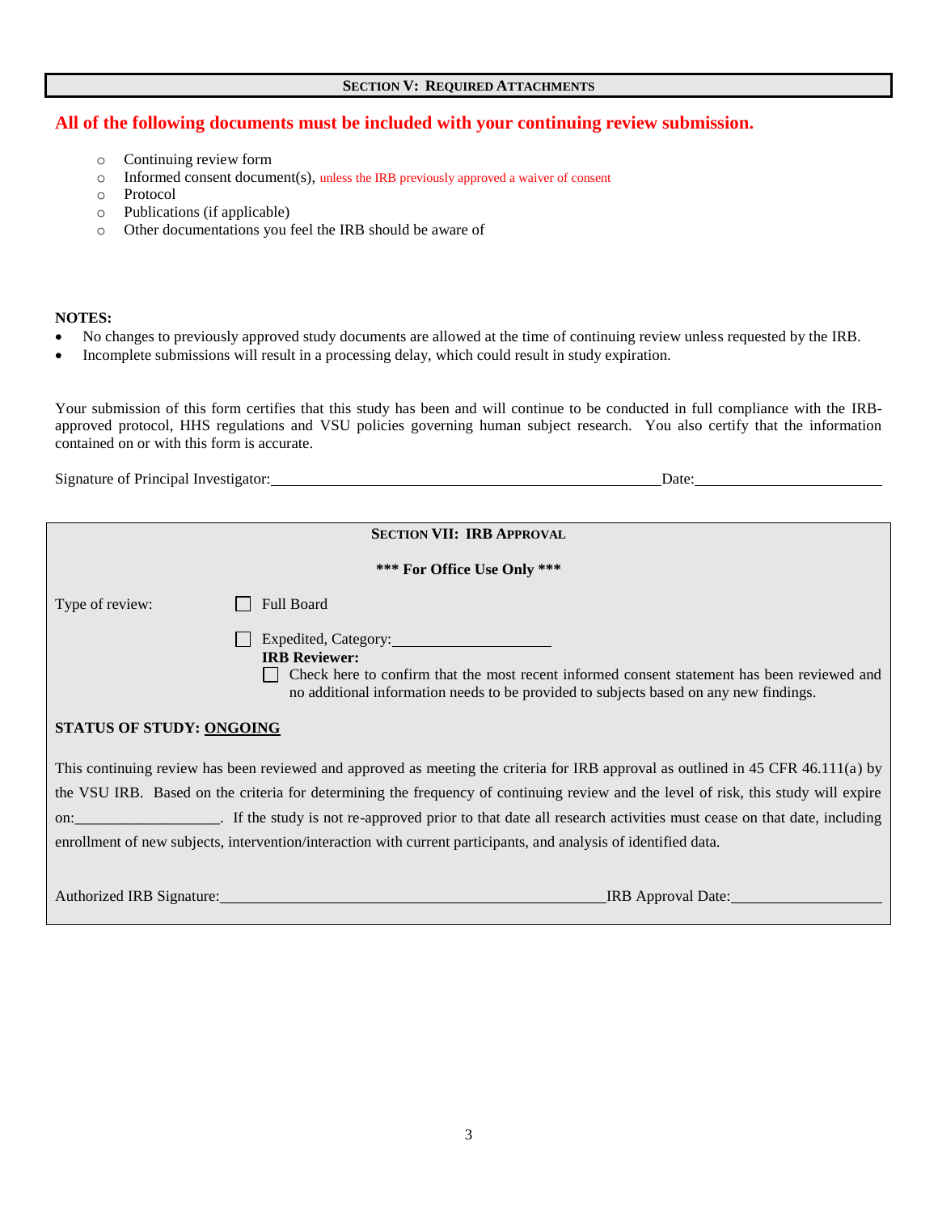## SECTION V: REQUIRED ATTACHMENTS

**All of the following documents must be included with your continuing review submission.**

- Continuing review form
- Informed consent document(s), unless the IRB previously approved a waiver of consent
- Protocol
- Publications (if applicable)
- Other documentations you feel the IRB should be aware of

**NOTES:**

- No changes to previously approved study documents are allowed at the time of continuing review unless requested by the IRB.
- Incomplete submissions will result in a processing delay, which could result in study expiration.

Your submission of this form certifies that this study has been and will continue to be conducted in full compliance with the IRB-approved protocol, HHS regulations and VSU policies governing human subject research. You also certify that the information contained on or with this form is accurate.

Signature of Principal Investigator:\_\_\_\_\_\_\_\_\_\_\_\_\_\_\_\_\_\_\_\_\_\_\_\_\_\_\_\_\_\_\_\_\_\_\_\_ Date:\_\_\_\_\_\_\_\_\_\_\_\_\_\_\_\_\_\_\_\_

## SECTION VII: IRB APPROVAL

**\*\*\* For Office Use Only \*\*\***

Type of review:

- ☐ Full Board
- ☐ Expedited, Category:\_\_\_\_\_\_\_\_\_\_\_\_\_\_\_\_\_\_\_\_

**IRB Reviewer:**

- ☐ Check here to confirm that the most recent informed consent statement has been reviewed and no additional information needs to be provided to subjects based on any new findings.

**STATUS OF STUDY: ONGOING**

This continuing review has been reviewed and approved as meeting the criteria for IRB approval as outlined in 45 CFR 46.111(a) by the VSU IRB. Based on the criteria for determining the frequency of continuing review and the level of risk, this study will expire on:\_\_\_\_\_\_\_\_\_\_\_\_\_\_\_\_\_\_\_. If the study is not re-approved prior to that date all research activities must cease on that date, including enrollment of new subjects, intervention/interaction with current participants, and analysis of identified data.

Authorized IRB Signature:\_\_\_\_\_\_\_\_\_\_\_\_\_\_\_\_\_\_\_\_\_\_\_\_\_\_\_\_\_\_\_\_\_\_\_\_ IRB Approval Date:\_\_\_\_\_\_\_\_\_\_\_\_\_\_\_\_\_\_\_\_